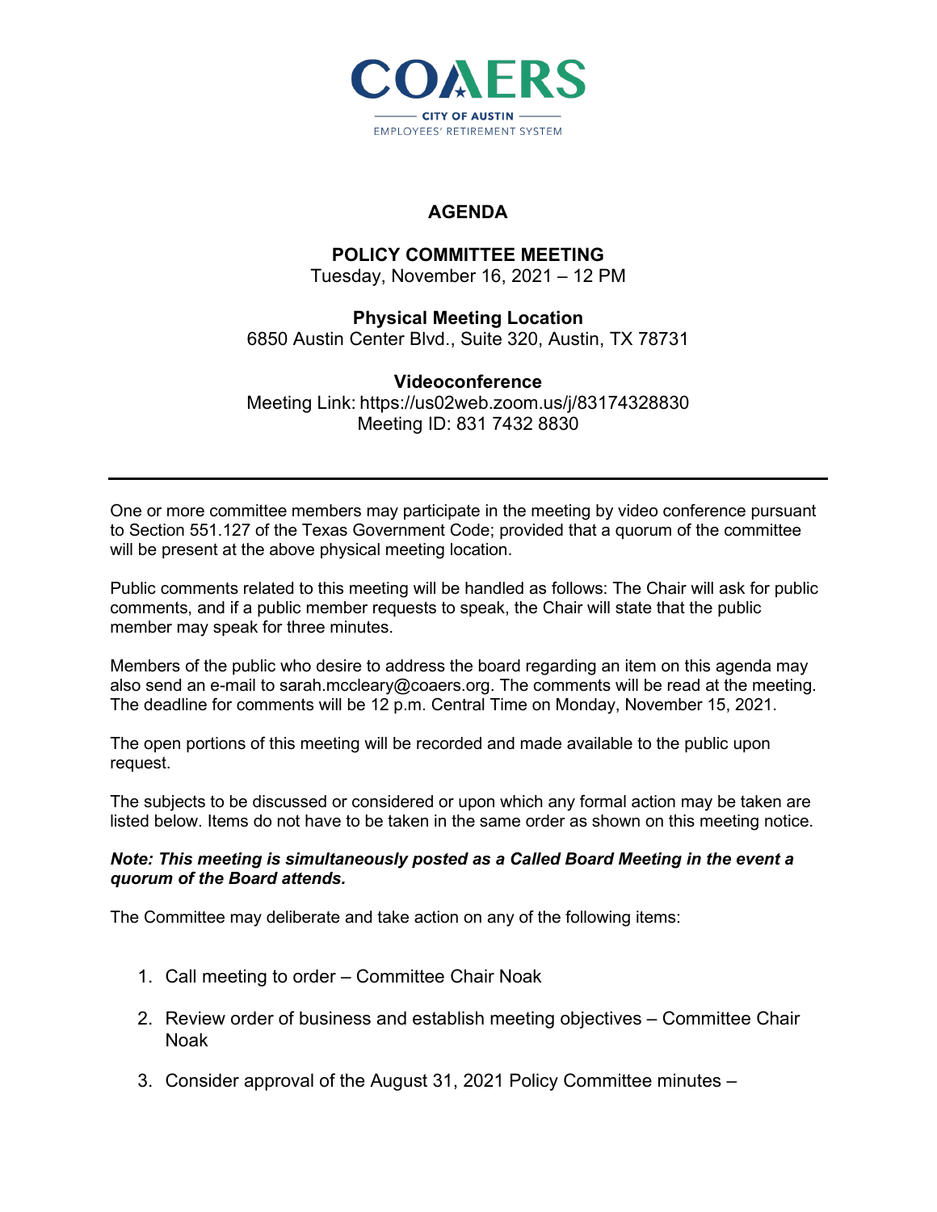COAERS

CITY OF AUSTIN

EMPLOYEES' RETIREMENT SYSTEM

# AGENDA

## POLICY COMMITTEE MEETING

Tuesday, November 16, 2021 – 12 PM

**Physical Meeting Location**

6850 Austin Center Blvd., Suite 320, Austin, TX 78731

**Videoconference**

Meeting Link: https://us02web.zoom.us/j/83174328830

Meeting ID: 831 7432 8830

---

One or more committee members may participate in the meeting by video conference pursuant to Section 551.127 of the Texas Government Code; provided that a quorum of the committee will be present at the above physical meeting location.

Public comments related to this meeting will be handled as follows: The Chair will ask for public comments, and if a public member requests to speak, the Chair will state that the public member may speak for three minutes.

Members of the public who desire to address the board regarding an item on this agenda may also send an e-mail to sarah.mccleary@coaers.org. The comments will be read at the meeting. The deadline for comments will be 12 p.m. Central Time on Monday, November 15, 2021.

The open portions of this meeting will be recorded and made available to the public upon request.

The subjects to be discussed or considered or upon which any formal action may be taken are listed below. Items do not have to be taken in the same order as shown on this meeting notice.

***Note: This meeting is simultaneously posted as a Called Board Meeting in the event a quorum of the Board attends.***

The Committee may deliberate and take action on any of the following items:

1. Call meeting to order – Committee Chair Noak
2. Review order of business and establish meeting objectives – Committee Chair Noak
3. Consider approval of the August 31, 2021 Policy Committee minutes –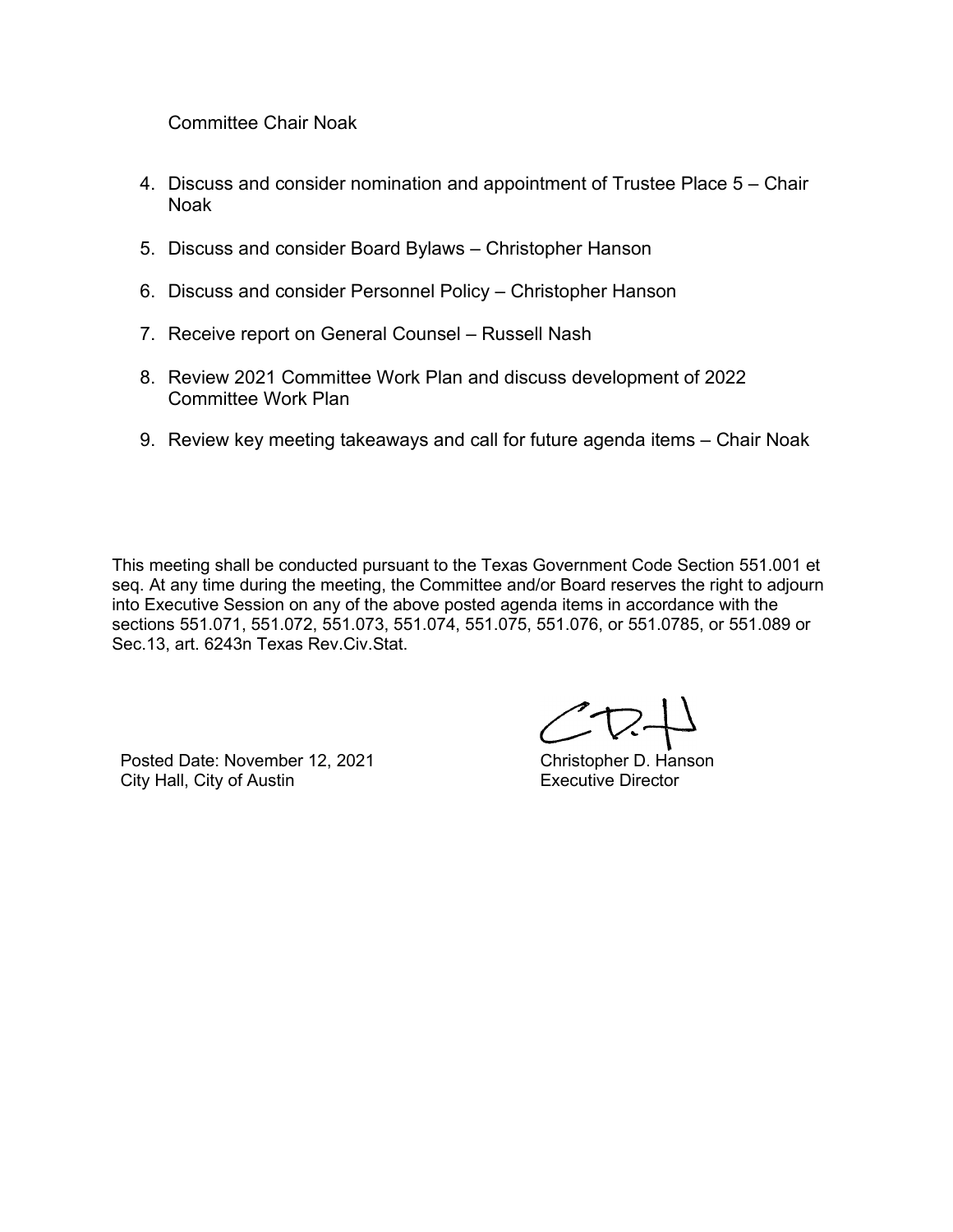Committee Chair Noak

4. Discuss and consider nomination and appointment of Trustee Place 5 – Chair Noak

5. Discuss and consider Board Bylaws – Christopher Hanson

6. Discuss and consider Personnel Policy – Christopher Hanson

7. Receive report on General Counsel – Russell Nash

8. Review 2021 Committee Work Plan and discuss development of 2022 Committee Work Plan

9. Review key meeting takeaways and call for future agenda items – Chair Noak

This meeting shall be conducted pursuant to the Texas Government Code Section 551.001 et seq. At any time during the meeting, the Committee and/or Board reserves the right to adjourn into Executive Session on any of the above posted agenda items in accordance with the sections 551.071, 551.072, 551.073, 551.074, 551.075, 551.076, or 551.0785, or 551.089 or Sec.13, art. 6243n Texas Rev.Civ.Stat.

Posted Date: November 12, 2021
City Hall, City of Austin

Christopher D. Hanson
Executive Director